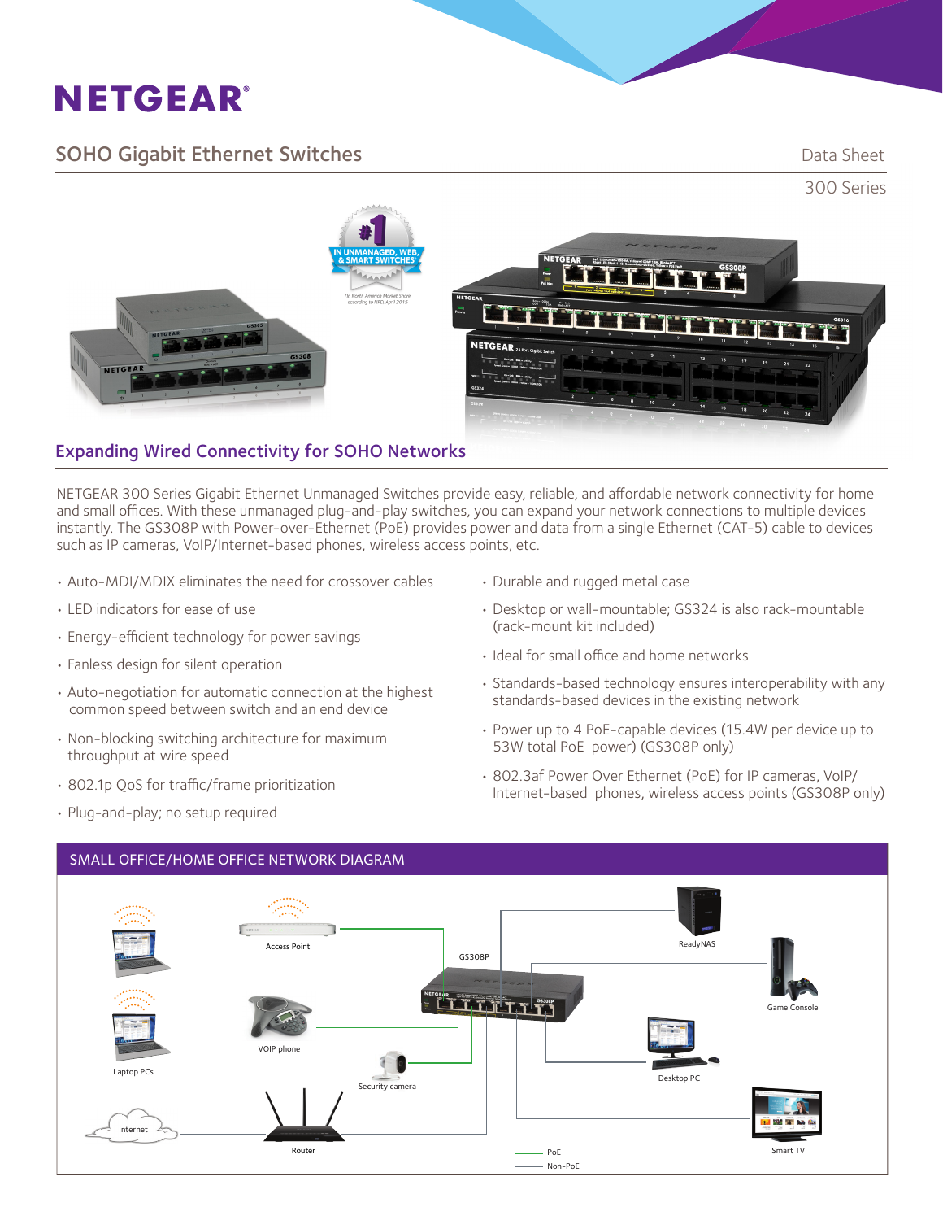# NETGEAR®

## SOHO Gigabit Ethernet Switches

Data Sheet

300 Series

## Expanding Wired Connectivity for SOHO Networks

NETGEAR 300 Series Gigabit Ethernet Unmanaged Switches provide easy, reliable, and affordable network connectivity for home and small offices. With these unmanaged plug-and-play switches, you can expand your network connections to multiple devices instantly. The GS308P with Power-over-Ethernet (PoE) provides power and data from a single Ethernet (CAT-5) cable to devices such as IP cameras, VoIP/Internet-based phones, wireless access points, etc.

- Auto-MDI/MDIX eliminates the need for crossover cables
- LED indicators for ease of use
- Energy-efficient technology for power savings
- Fanless design for silent operation
- Auto-negotiation for automatic connection at the highest common speed between switch and an end device
- Non-blocking switching architecture for maximum throughput at wire speed
- 802.1p QoS for traffic/frame prioritization
- Plug-and-play; no setup required
- Durable and rugged metal case
- Desktop or wall-mountable; GS324 is also rack-mountable (rack-mount kit included)
- Ideal for small office and home networks
- Standards-based technology ensures interoperability with any standards-based devices in the existing network
- Power up to 4 PoE-capable devices (15.4W per device up to 53W total PoE power) (GS308P only)
- 802.3af Power Over Ethernet (PoE) for IP cameras, VoIP/Internet-based phones, wireless access points (GS308P only)

## SMALL OFFICE/HOME OFFICE NETWORK DIAGRAM

Access Point

GS308P

ReadyNAS

Game Console

Laptop PCs

VOIP phone

Security camera

Desktop PC

Internet

Router

Smart TV

PoE

Non-PoE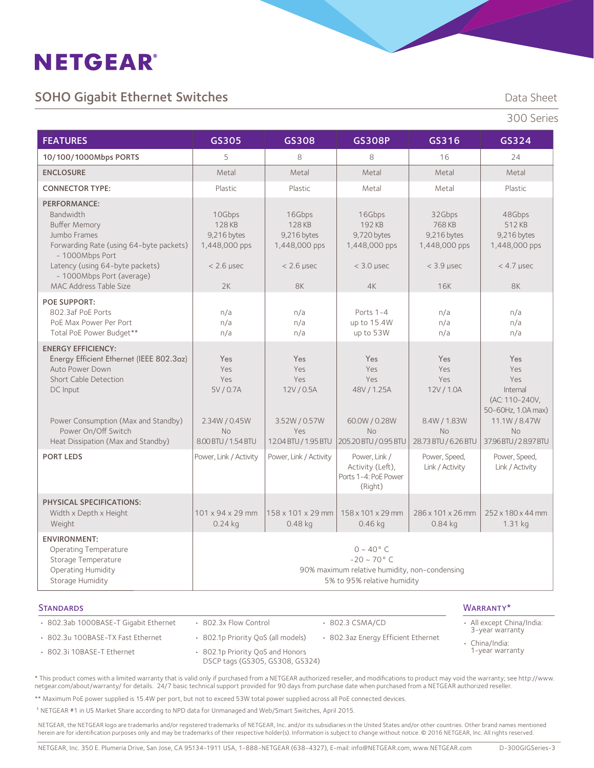# NETGEAR®

## SOHO Gigabit Ethernet Switches

Data Sheet

300 Series

| FEATURES | GS305 | GS308 | GS308P | GS316 | GS324 |
|---|---|---|---|---|---|
| **10/100/1000Mbps PORTS** | 5 | 8 | 8 | 16 | 24 |
| **ENCLOSURE** | Metal | Metal | Metal | Metal | Metal |
| **CONNECTOR TYPE:** | Plastic | Plastic | Metal | Metal | Plastic |
| **PERFORMANCE:** | | | | | |
| Bandwidth | 10Gbps | 16Gbps | 16Gbps | 32Gbps | 48Gbps |
| Buffer Memory | 128 KB | 128 KB | 192 KB | 768 KB | 512 KB |
| Jumbo Frames | 9,216 bytes | 9,216 bytes | 9,720 bytes | 9,216 bytes | 9,216 bytes |
| Forwarding Rate (using 64-byte packets) - 1000Mbps Port | 1,448,000 pps | 1,448,000 pps | 1,448,000 pps | 1,448,000 pps | 1,448,000 pps |
| Latency (using 64-byte packets) - 1000Mbps Port (average) | < 2.6 µsec | < 2.6 µsec | < 3.0 µsec | < 3.9 µsec | < 4.7 µsec |
| MAC Address Table Size | 2K | 8K | 4K | 16K | 8K |
| **POE SUPPORT:** | | | | | |
| 802.3af PoE Ports | n/a | n/a | Ports 1-4 | n/a | n/a |
| PoE Max Power Per Port | n/a | n/a | up to 15.4W | n/a | n/a |
| Total PoE Power Budget** | n/a | n/a | up to 53W | n/a | n/a |
| **ENERGY EFFICIENCY:** | | | | | |
| Energy Efficient Ethernet (IEEE 802.3az) | Yes | Yes | Yes | Yes | Yes |
| Auto Power Down | Yes | Yes | Yes | Yes | Yes |
| Short Cable Detection | Yes | Yes | Yes | Yes | Yes |
| DC Input | 5V / 0.7A | 12V / 0.5A | 48V / 1.25A | 12V / 1.0A | Internal (AC: 110-240V, 50-60Hz, 1.0A max) |
| Power Consumption (Max and Standby) | 2.34W / 0.45W | 3.52W / 0.57W | 60.0W / 0.28W | 8.4W / 1.83W | 11.1W / 8.47W |
| Power On/Off Switch | No | Yes | No | No | No |
| Heat Dissipation (Max and Standby) | 8.00 BTU / 1.54 BTU | 12.04 BTU / 1.95 BTU | 205.20 BTU / 0.95 BTU | 28.73 BTU / 6.26 BTU | 37.96 BTU / 28.97 BTU |
| **PORT LEDS** | Power, Link / Activity | Power, Link / Activity | Power, Link / Activity (Left), Ports 1-4: PoE Power (Right) | Power, Speed, Link / Activity | Power, Speed, Link / Activity |
| **PHYSICAL SPECIFICATIONS:** | | | | | |
| Width x Depth x Height | 101 x 94 x 29 mm | 158 x 101 x 29 mm | 158 x 101 x 29 mm | 286 x 101 x 26 mm | 252 x 180 x 44 mm |
| Weight | 0.24 kg | 0.48 kg | 0.46 kg | 0.84 kg | 1.31 kg |
| **ENVIRONMENT:** | | | | | |
| Operating Temperature | 0 ~ 40° C | | | | |
| Storage Temperature | -20 ~ 70° C | | | | |
| Operating Humidity | 90% maximum relative humidity, non-condensing | | | | |
| Storage Humidity | 5% to 95% relative humidity | | | | |

### Standards

- 802.3ab 1000BASE-T Gigabit Ethernet
- 802.3u 100BASE-TX Fast Ethernet
- 802.3i 10BASE-T Ethernet
- 802.3x Flow Control
- 802.1p Priority QoS (all models)
- 802.1p Priority QoS and Honors DSCP tags (GS305, GS308, GS324)
- 802.3 CSMA/CD
- 802.3az Energy Efficient Ethernet

### Warranty*

- All except China/India: 3-year warranty
- China/India: 1-year warranty

\* This product comes with a limited warranty that is valid only if purchased from a NETGEAR authorized reseller, and modifications to product may void the warranty; see http://www.netgear.com/about/warranty/ for details. 24/7 basic technical support provided for 90 days from purchase date when purchased from a NETGEAR authorized reseller.

** Maximum PoE power supplied is 15.4W per port, but not to exceed 53W total power supplied across all PoE connected devices.

† NETGEAR #1 in US Market Share according to NPD data for Unmanaged and Web/Smart Switches, April 2015.

NETGEAR, the NETGEAR logo are trademarks and/or registered trademarks of NETGEAR, Inc. and/or its subsidiaries in the United States and/or other countries. Other brand names mentioned herein are for identification purposes only and may be trademarks of their respective holder(s). Information is subject to change without notice. © 2016 NETGEAR, Inc. All rights reserved.

NETGEAR, Inc. 350 E. Plumeria Drive, San Jose, CA 95134-1911 USA, 1-888-NETGEAR (638-4327), E-mail: info@NETGEAR.com, www.NETGEAR.com D-300GIGSeries-3